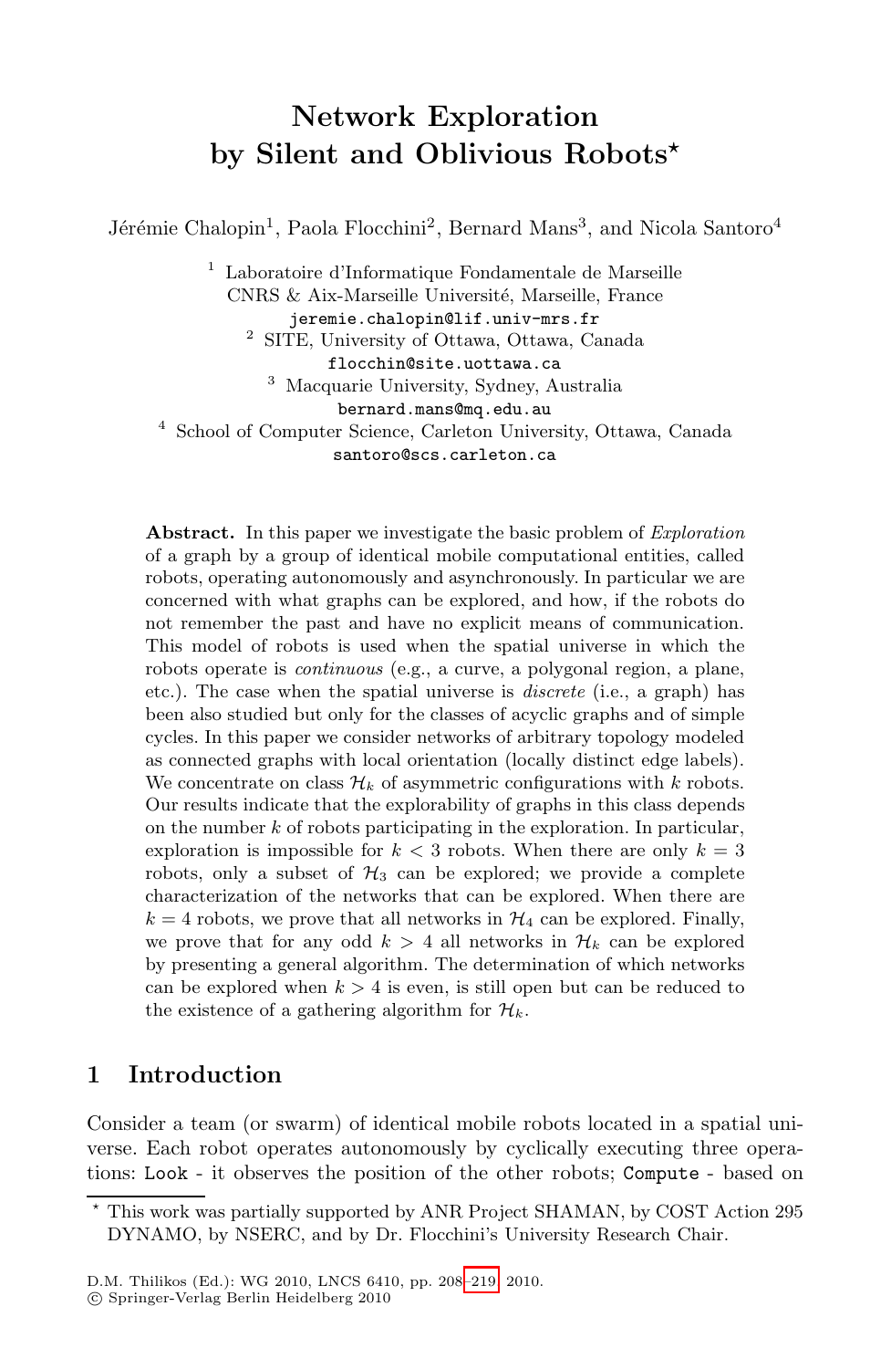# Network Exploration by Silent and Oblivious Robots*

Jérémie Chalopin[1], Paola Flocchini[2], Bernard Mans[3], and Nicola Santoro[4]

[1] Laboratoire d'Informatique Fondamentale de Marseille
CNRS & Aix-Marseille Université, Marseille, France
jeremie.chalopin@lif.univ-mrs.fr

[2] SITE, University of Ottawa, Ottawa, Canada
flocchin@site.uottawa.ca

[3] Macquarie University, Sydney, Australia
bernard.mans@mq.edu.au

[4] School of Computer Science, Carleton University, Ottawa, Canada
santoro@scs.carleton.ca

**Abstract.** In this paper we investigate the basic problem of *Exploration* of a graph by a group of identical mobile computational entities, called robots, operating autonomously and asynchronously. In particular we are concerned with what graphs can be explored, and how, if the robots do not remember the past and have no explicit means of communication. This model of robots is used when the spatial universe in which the robots operate is *continuous* (e.g., a curve, a polygonal region, a plane, etc.). The case when the spatial universe is *discrete* (i.e., a graph) has been also studied but only for the classes of acyclic graphs and of simple cycles. In this paper we consider networks of arbitrary topology modeled as connected graphs with local orientation (locally distinct edge labels). We concentrate on class $\mathcal{H}_k$ of asymmetric configurations with $k$ robots. Our results indicate that the explorability of graphs in this class depends on the number $k$ of robots participating in the exploration. In particular, exploration is impossible for $k < 3$ robots. When there are only $k = 3$ robots, only a subset of $\mathcal{H}_3$ can be explored; we provide a complete characterization of the networks that can be explored. When there are $k = 4$ robots, we prove that all networks in $\mathcal{H}_4$ can be explored. Finally, we prove that for any odd $k > 4$ all networks in $\mathcal{H}_k$ can be explored by presenting a general algorithm. The determination of which networks can be explored when $k > 4$ is even, is still open but can be reduced to the existence of a gathering algorithm for $\mathcal{H}_k$.

## 1 Introduction

Consider a team (or swarm) of identical mobile robots located in a spatial universe. Each robot operates autonomously by cyclically executing three operations: `Look` - it observes the position of the other robots; `Compute` - based on

* This work was partially supported by ANR Project SHAMAN, by COST Action 295 DYNAMO, by NSERC, and by Dr. Flocchini's University Research Chair.

D.M. Thilikos (Ed.): WG 2010, LNCS 6410, pp. 208–219, 2010.
© Springer-Verlag Berlin Heidelberg 2010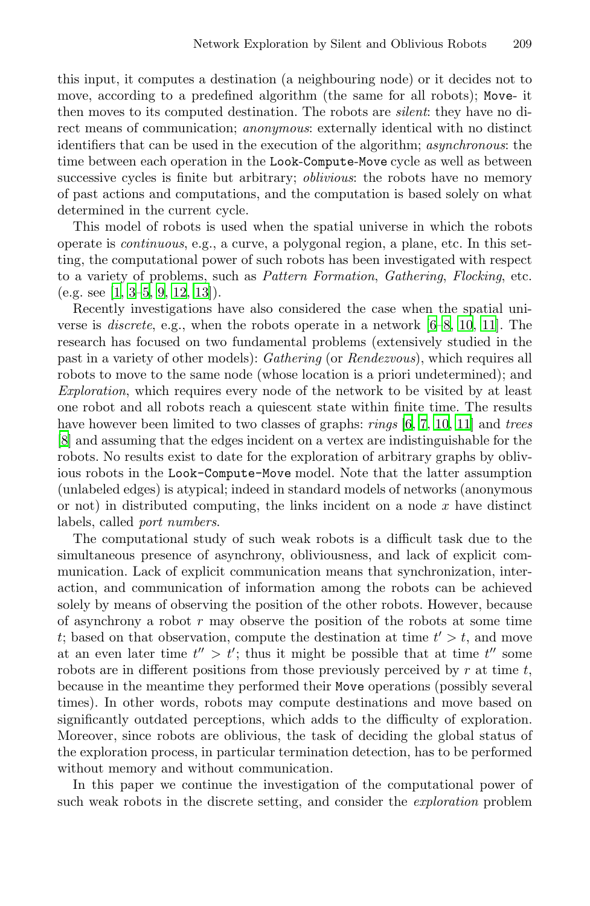this input, it computes a destination (a neighbouring node) or it decides not to move, according to a predefined algorithm (the same for all robots); `Move`- it then moves to its computed destination. The robots are *silent*: they have no direct means of communication; *anonymous*: externally identical with no distinct identifiers that can be used in the execution of the algorithm; *asynchronous*: the time between each operation in the `Look-Compute-Move` cycle as well as between successive cycles is finite but arbitrary; *oblivious*: the robots have no memory of past actions and computations, and the computation is based solely on what determined in the current cycle.

This model of robots is used when the spatial universe in which the robots operate is *continuous*, e.g., a curve, a polygonal region, a plane, etc. In this setting, the computational power of such robots has been investigated with respect to a variety of problems, such as *Pattern Formation*, *Gathering*, *Flocking*, etc. (e.g. see [1, 3–5, 9, 12, 13]).

Recently investigations have also considered the case when the spatial universe is *discrete*, e.g., when the robots operate in a network [6–8, 10, 11]. The research has focused on two fundamental problems (extensively studied in the past in a variety of other models): *Gathering* (or *Rendezvous*), which requires all robots to move to the same node (whose location is a priori undetermined); and *Exploration*, which requires every node of the network to be visited by at least one robot and all robots reach a quiescent state within finite time. The results have however been limited to two classes of graphs: *rings* [6, 7, 10, 11] and *trees* [8] and assuming that the edges incident on a vertex are indistinguishable for the robots. No results exist to date for the exploration of arbitrary graphs by oblivious robots in the `Look-Compute-Move` model. Note that the latter assumption (unlabeled edges) is atypical; indeed in standard models of networks (anonymous or not) in distributed computing, the links incident on a node $x$ have distinct labels, called *port numbers*.

The computational study of such weak robots is a difficult task due to the simultaneous presence of asynchrony, obliviousness, and lack of explicit communication. Lack of explicit communication means that synchronization, interaction, and communication of information among the robots can be achieved solely by means of observing the position of the other robots. However, because of asynchrony a robot $r$ may observe the position of the robots at some time $t$; based on that observation, compute the destination at time $t' > t$, and move at an even later time $t'' > t'$; thus it might be possible that at time $t''$ some robots are in different positions from those previously perceived by $r$ at time $t$, because in the meantime they performed their `Move` operations (possibly several times). In other words, robots may compute destinations and move based on significantly outdated perceptions, which adds to the difficulty of exploration. Moreover, since robots are oblivious, the task of deciding the global status of the exploration process, in particular termination detection, has to be performed without memory and without communication.

In this paper we continue the investigation of the computational power of such weak robots in the discrete setting, and consider the *exploration* problem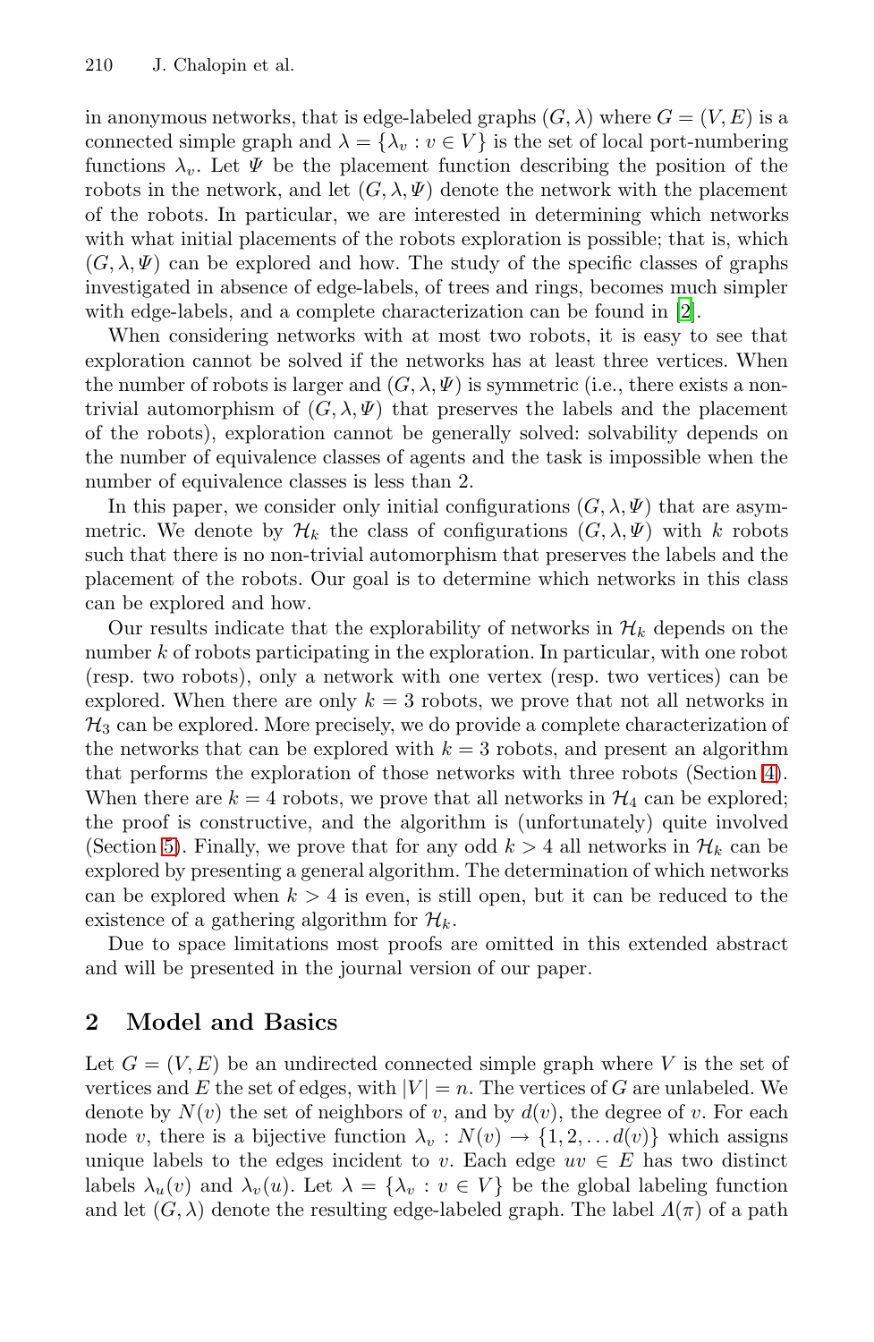in anonymous networks, that is edge-labeled graphs $(G, \lambda)$ where $G = (V, E)$ is a connected simple graph and $\lambda = \{\lambda_v : v \in V\}$ is the set of local port-numbering functions $\lambda_v$. Let $\Psi$ be the placement function describing the position of the robots in the network, and let $(G, \lambda, \Psi)$ denote the network with the placement of the robots. In particular, we are interested in determining which networks with what initial placements of the robots exploration is possible; that is, which $(G, \lambda, \Psi)$ can be explored and how. The study of the specific classes of graphs investigated in absence of edge-labels, of trees and rings, becomes much simpler with edge-labels, and a complete characterization can be found in [2].

When considering networks with at most two robots, it is easy to see that exploration cannot be solved if the networks has at least three vertices. When the number of robots is larger and $(G, \lambda, \Psi)$ is symmetric (i.e., there exists a non-trivial automorphism of $(G, \lambda, \Psi)$ that preserves the labels and the placement of the robots), exploration cannot be generally solved: solvability depends on the number of equivalence classes of agents and the task is impossible when the number of equivalence classes is less than 2.

In this paper, we consider only initial configurations $(G, \lambda, \Psi)$ that are asymmetric. We denote by $\mathcal{H}_k$ the class of configurations $(G, \lambda, \Psi)$ with $k$ robots such that there is no non-trivial automorphism that preserves the labels and the placement of the robots. Our goal is to determine which networks in this class can be explored and how.

Our results indicate that the explorability of networks in $\mathcal{H}_k$ depends on the number $k$ of robots participating in the exploration. In particular, with one robot (resp. two robots), only a network with one vertex (resp. two vertices) can be explored. When there are only $k = 3$ robots, we prove that not all networks in $\mathcal{H}_3$ can be explored. More precisely, we do provide a complete characterization of the networks that can be explored with $k = 3$ robots, and present an algorithm that performs the exploration of those networks with three robots (Section 4). When there are $k = 4$ robots, we prove that all networks in $\mathcal{H}_4$ can be explored; the proof is constructive, and the algorithm is (unfortunately) quite involved (Section 5). Finally, we prove that for any odd $k > 4$ all networks in $\mathcal{H}_k$ can be explored by presenting a general algorithm. The determination of which networks can be explored when $k > 4$ is even, is still open, but it can be reduced to the existence of a gathering algorithm for $\mathcal{H}_k$.

Due to space limitations most proofs are omitted in this extended abstract and will be presented in the journal version of our paper.

## 2 Model and Basics

Let $G = (V, E)$ be an undirected connected simple graph where $V$ is the set of vertices and $E$ the set of edges, with $|V| = n$. The vertices of $G$ are unlabeled. We denote by $N(v)$ the set of neighbors of $v$, and by $d(v)$, the degree of $v$. For each node $v$, there is a bijective function $\lambda_v : N(v) \to \{1, 2, \ldots d(v)\}$ which assigns unique labels to the edges incident to $v$. Each edge $uv \in E$ has two distinct labels $\lambda_u(v)$ and $\lambda_v(u)$. Let $\lambda = \{\lambda_v : v \in V\}$ be the global labeling function and let $(G, \lambda)$ denote the resulting edge-labeled graph. The label $\Lambda(\pi)$ of a path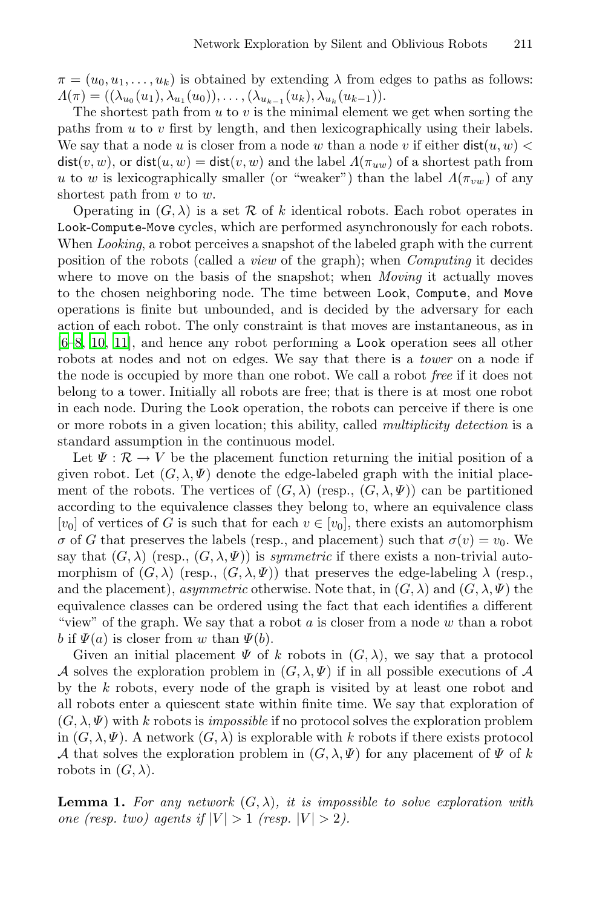$\pi = (u_0, u_1, \ldots, u_k)$ is obtained by extending $\lambda$ from edges to paths as follows: $\Lambda(\pi) = ((\lambda_{u_0}(u_1), \lambda_{u_1}(u_0)), \ldots, (\lambda_{u_{k-1}}(u_k), \lambda_{u_k}(u_{k-1}))$.

The shortest path from $u$ to $v$ is the minimal element we get when sorting the paths from $u$ to $v$ first by length, and then lexicographically using their labels. We say that a node $u$ is closer from a node $w$ than a node $v$ if either $\mathsf{dist}(u, w) < \mathsf{dist}(v, w)$, or $\mathsf{dist}(u, w) = \mathsf{dist}(v, w)$ and the label $\Lambda(\pi_{uw})$ of a shortest path from $u$ to $w$ is lexicographically smaller (or "weaker") than the label $\Lambda(\pi_{vw})$ of any shortest path from $v$ to $w$.

Operating in $(G, \lambda)$ is a set $\mathcal{R}$ of $k$ identical robots. Each robot operates in `Look`-`Compute`-`Move` cycles, which are performed asynchronously for each robots. When *Looking*, a robot perceives a snapshot of the labeled graph with the current position of the robots (called a *view* of the graph); when *Computing* it decides where to move on the basis of the snapshot; when *Moving* it actually moves to the chosen neighboring node. The time between `Look`, `Compute`, and `Move` operations is finite but unbounded, and is decided by the adversary for each action of each robot. The only constraint is that moves are instantaneous, as in [6–8, 10, 11], and hence any robot performing a `Look` operation sees all other robots at nodes and not on edges. We say that there is a *tower* on a node if the node is occupied by more than one robot. We call a robot *free* if it does not belong to a tower. Initially all robots are free; that is there is at most one robot in each node. During the `Look` operation, the robots can perceive if there is one or more robots in a given location; this ability, called *multiplicity detection* is a standard assumption in the continuous model.

Let $\Psi : \mathcal{R} \to V$ be the placement function returning the initial position of a given robot. Let $(G, \lambda, \Psi)$ denote the edge-labeled graph with the initial placement of the robots. The vertices of $(G, \lambda)$ (resp., $(G, \lambda, \Psi)$) can be partitioned according to the equivalence classes they belong to, where an equivalence class $[v_0]$ of vertices of $G$ is such that for each $v \in [v_0]$, there exists an automorphism $\sigma$ of $G$ that preserves the labels (resp., and placement) such that $\sigma(v) = v_0$. We say that $(G, \lambda)$ (resp., $(G, \lambda, \Psi)$) is *symmetric* if there exists a non-trivial automorphism of $(G, \lambda)$ (resp., $(G, \lambda, \Psi)$) that preserves the edge-labeling $\lambda$ (resp., and the placement), *asymmetric* otherwise. Note that, in $(G, \lambda)$ and $(G, \lambda, \Psi)$ the equivalence classes can be ordered using the fact that each identifies a different "view" of the graph. We say that a robot $a$ is closer from a node $w$ than a robot $b$ if $\Psi(a)$ is closer from $w$ than $\Psi(b)$.

Given an initial placement $\Psi$ of $k$ robots in $(G, \lambda)$, we say that a protocol $\mathcal{A}$ solves the exploration problem in $(G, \lambda, \Psi)$ if in all possible executions of $\mathcal{A}$ by the $k$ robots, every node of the graph is visited by at least one robot and all robots enter a quiescent state within finite time. We say that exploration of $(G, \lambda, \Psi)$ with $k$ robots is *impossible* if no protocol solves the exploration problem in $(G, \lambda, \Psi)$. A network $(G, \lambda)$ is explorable with $k$ robots if there exists protocol $\mathcal{A}$ that solves the exploration problem in $(G, \lambda, \Psi)$ for any placement of $\Psi$ of $k$ robots in $(G, \lambda)$.

**Lemma 1.** *For any network $(G, \lambda)$, it is impossible to solve exploration with one (resp. two) agents if $|V| > 1$ (resp. $|V| > 2$).*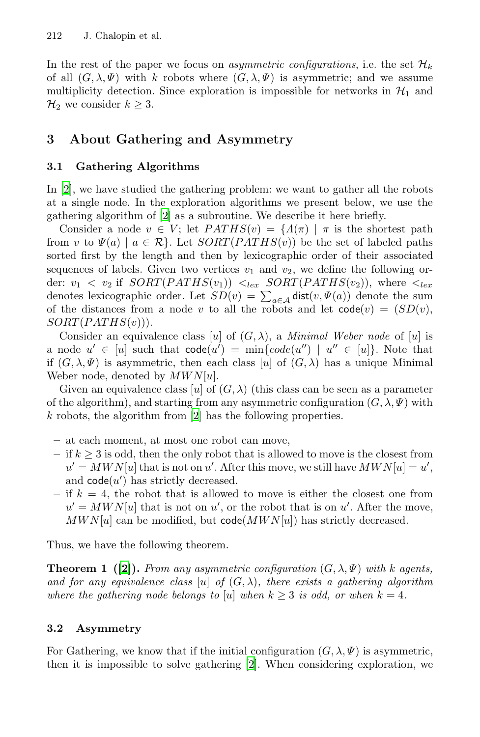In the rest of the paper we focus on *asymmetric configurations*, i.e. the set $\mathcal{H}_k$ of all $(G, \lambda, \Psi)$ with $k$ robots where $(G, \lambda, \Psi)$ is asymmetric; and we assume multiplicity detection. Since exploration is impossible for networks in $\mathcal{H}_1$ and $\mathcal{H}_2$ we consider $k \geq 3$.

## 3 About Gathering and Asymmetry

### 3.1 Gathering Algorithms

In [2], we have studied the gathering problem: we want to gather all the robots at a single node. In the exploration algorithms we present below, we use the gathering algorithm of [2] as a subroutine. We describe it here briefly.

Consider a node $v \in V$; let $PATHS(v) = \{\Lambda(\pi) \mid \pi$ is the shortest path from $v$ to $\Psi(a) \mid a \in \mathcal{R}\}$. Let $SORT(PATHS(v))$ be the set of labeled paths sorted first by the length and then by lexicographic order of their associated sequences of labels. Given two vertices $v_1$ and $v_2$, we define the following order: $v_1 < v_2$ if $SORT(PATHS(v_1)) <_{lex} SORT(PATHS(v_2))$, where $<_{lex}$ denotes lexicographic order. Let $SD(v) = \sum_{a \in \mathcal{A}} \mathsf{dist}(v, \Psi(a))$ denote the sum of the distances from a node $v$ to all the robots and let $\mathsf{code}(v) = (SD(v), SORT(PATHS(v)))$.

Consider an equivalence class $[u]$ of $(G, \lambda)$, a *Minimal Weber node* of $[u]$ is a node $u' \in [u]$ such that $\mathsf{code}(u') = \min\{code(u'') \mid u'' \in [u]\}$. Note that if $(G, \lambda, \Psi)$ is asymmetric, then each class $[u]$ of $(G, \lambda)$ has a unique Minimal Weber node, denoted by $MWN[u]$.

Given an equivalence class $[u]$ of $(G, \lambda)$ (this class can be seen as a parameter of the algorithm), and starting from any asymmetric configuration $(G, \lambda, \Psi)$ with $k$ robots, the algorithm from [2] has the following properties.

- at each moment, at most one robot can move,
- if $k \geq 3$ is odd, then the only robot that is allowed to move is the closest from $u' = MWN[u]$ that is not on $u'$. After this move, we still have $MWN[u] = u'$, and $\mathsf{code}(u')$ has strictly decreased.
- if $k = 4$, the robot that is allowed to move is either the closest one from $u' = MWN[u]$ that is not on $u'$, or the robot that is on $u'$. After the move, $MWN[u]$ can be modified, but $\mathsf{code}(MWN[u])$ has strictly decreased.

Thus, we have the following theorem.

**Theorem 1 ([2]).** *From any asymmetric configuration $(G, \lambda, \Psi)$ with $k$ agents, and for any equivalence class $[u]$ of $(G, \lambda)$, there exists a gathering algorithm where the gathering node belongs to $[u]$ when $k \geq 3$ is odd, or when $k = 4$.*

### 3.2 Asymmetry

For Gathering, we know that if the initial configuration $(G, \lambda, \Psi)$ is asymmetric, then it is impossible to solve gathering [2]. When considering exploration, we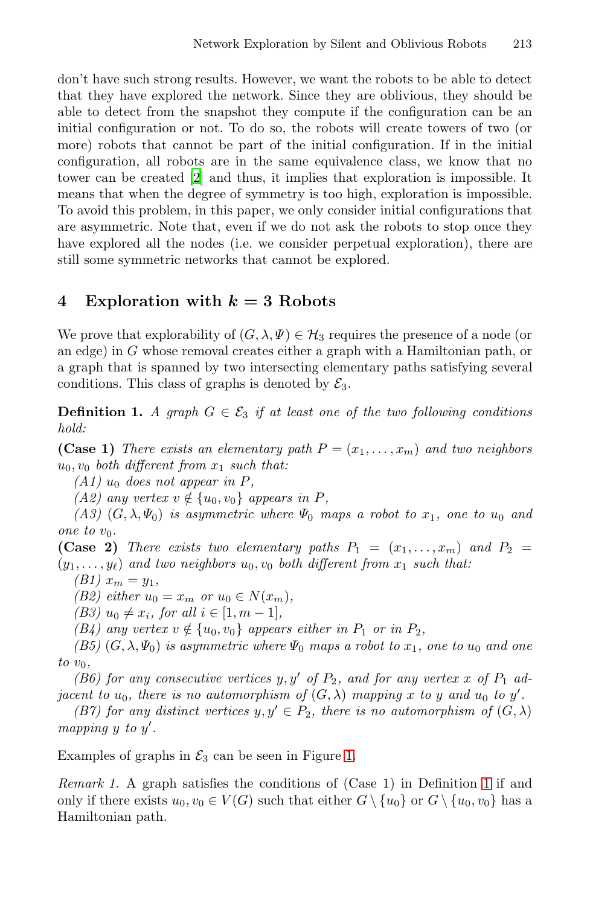don't have such strong results. However, we want the robots to be able to detect that they have explored the network. Since they are oblivious, they should be able to detect from the snapshot they compute if the configuration can be an initial configuration or not. To do so, the robots will create towers of two (or more) robots that cannot be part of the initial configuration. If in the initial configuration, all robots are in the same equivalence class, we know that no tower can be created [2] and thus, it implies that exploration is impossible. It means that when the degree of symmetry is too high, exploration is impossible. To avoid this problem, in this paper, we only consider initial configurations that are asymmetric. Note that, even if we do not ask the robots to stop once they have explored all the nodes (i.e. we consider perpetual exploration), there are still some symmetric networks that cannot be explored.

## 4 Exploration with $k = 3$ Robots

We prove that explorability of $(G, \lambda, \Psi) \in \mathcal{H}_3$ requires the presence of a node (or an edge) in $G$ whose removal creates either a graph with a Hamiltonian path, or a graph that is spanned by two intersecting elementary paths satisfying several conditions. This class of graphs is denoted by $\mathcal{E}_3$.

**Definition 1.** *A graph $G \in \mathcal{E}_3$ if at least one of the two following conditions hold:*

**(Case 1)** *There exists an elementary path $P = (x_1, \ldots, x_m)$ and two neighbors $u_0, v_0$ both different from $x_1$ such that:*

*(A1) $u_0$ does not appear in $P$,*

*(A2) any vertex $v \notin \{u_0, v_0\}$ appears in $P$,*

*(A3) $(G, \lambda, \Psi_0)$ is asymmetric where $\Psi_0$ maps a robot to $x_1$, one to $u_0$ and one to $v_0$.*

**(Case 2)** *There exists two elementary paths $P_1 = (x_1, \ldots, x_m)$ and $P_2 = (y_1, \ldots, y_\ell)$ and two neighbors $u_0, v_0$ both different from $x_1$ such that:*

*(B1) $x_m = y_1$,*

*(B2) either $u_0 = x_m$ or $u_0 \in N(x_m)$,*

*(B3) $u_0 \neq x_i$, for all $i \in [1, m-1]$,*

*(B4) any vertex $v \notin \{u_0, v_0\}$ appears either in $P_1$ or in $P_2$,*

*(B5) $(G, \lambda, \Psi_0)$ is asymmetric where $\Psi_0$ maps a robot to $x_1$, one to $u_0$ and one to $v_0$,*

*(B6) for any consecutive vertices $y, y'$ of $P_2$, and for any vertex $x$ of $P_1$ adjacent to $u_0$, there is no automorphism of $(G, \lambda)$ mapping $x$ to $y$ and $u_0$ to $y'$.*

*(B7) for any distinct vertices $y, y' \in P_2$, there is no automorphism of $(G, \lambda)$ mapping $y$ to $y'$.*

Examples of graphs in $\mathcal{E}_3$ can be seen in Figure 1.

*Remark 1.* A graph satisfies the conditions of (Case 1) in Definition 1 if and only if there exists $u_0, v_0 \in V(G)$ such that either $G \setminus \{u_0\}$ or $G \setminus \{u_0, v_0\}$ has a Hamiltonian path.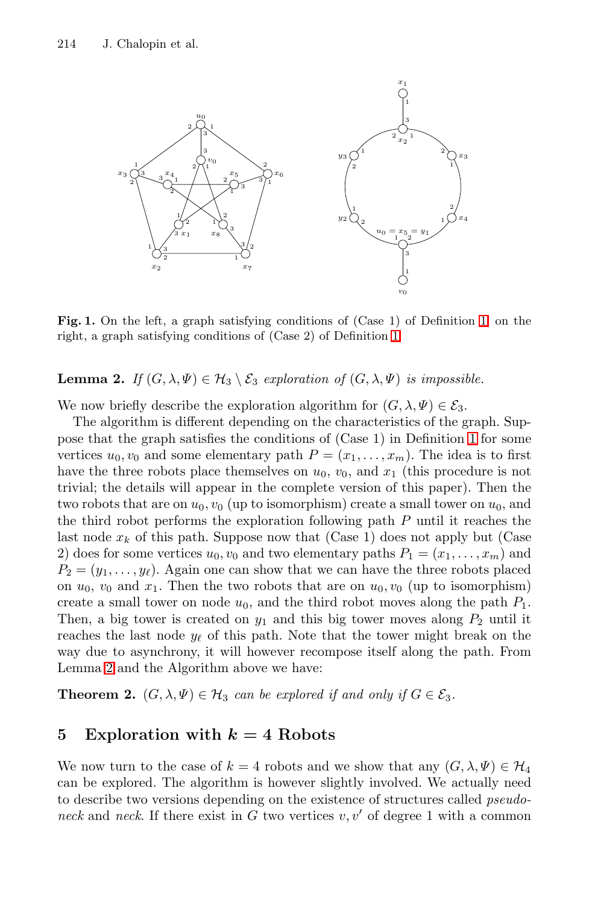**Fig. 1.** On the left, a graph satisfying conditions of (Case 1) of Definition 1, on the right, a graph satisfying conditions of (Case 2) of Definition 1.

**Lemma 2.** *If $(G, \lambda, \Psi) \in \mathcal{H}_3 \setminus \mathcal{E}_3$ exploration of $(G, \lambda, \Psi)$ is impossible.*

We now briefly describe the exploration algorithm for $(G, \lambda, \Psi) \in \mathcal{E}_3$.

The algorithm is different depending on the characteristics of the graph. Suppose that the graph satisfies the conditions of (Case 1) in Definition 1 for some vertices $u_0, v_0$ and some elementary path $P = (x_1, \ldots, x_m)$. The idea is to first have the three robots place themselves on $u_0$, $v_0$, and $x_1$ (this procedure is not trivial; the details will appear in the complete version of this paper). Then the two robots that are on $u_0, v_0$ (up to isomorphism) create a small tower on $u_0$, and the third robot performs the exploration following path $P$ until it reaches the last node $x_k$ of this path. Suppose now that (Case 1) does not apply but (Case 2) does for some vertices $u_0, v_0$ and two elementary paths $P_1 = (x_1, \ldots, x_m)$ and $P_2 = (y_1, \ldots, y_\ell)$. Again one can show that we can have the three robots placed on $u_0$, $v_0$ and $x_1$. Then the two robots that are on $u_0, v_0$ (up to isomorphism) create a small tower on node $u_0$, and the third robot moves along the path $P_1$. Then, a big tower is created on $y_1$ and this big tower moves along $P_2$ until it reaches the last node $y_\ell$ of this path. Note that the tower might break on the way due to asynchrony, it will however recompose itself along the path. From Lemma 2 and the Algorithm above we have:

**Theorem 2.** *$(G, \lambda, \Psi) \in \mathcal{H}_3$ can be explored if and only if $G \in \mathcal{E}_3$.*

## 5 Exploration with $k = 4$ Robots

We now turn to the case of $k = 4$ robots and we show that any $(G, \lambda, \Psi) \in \mathcal{H}_4$ can be explored. The algorithm is however slightly involved. We actually need to describe two versions depending on the existence of structures called *pseudo-neck* and *neck*. If there exist in $G$ two vertices $v, v'$ of degree 1 with a common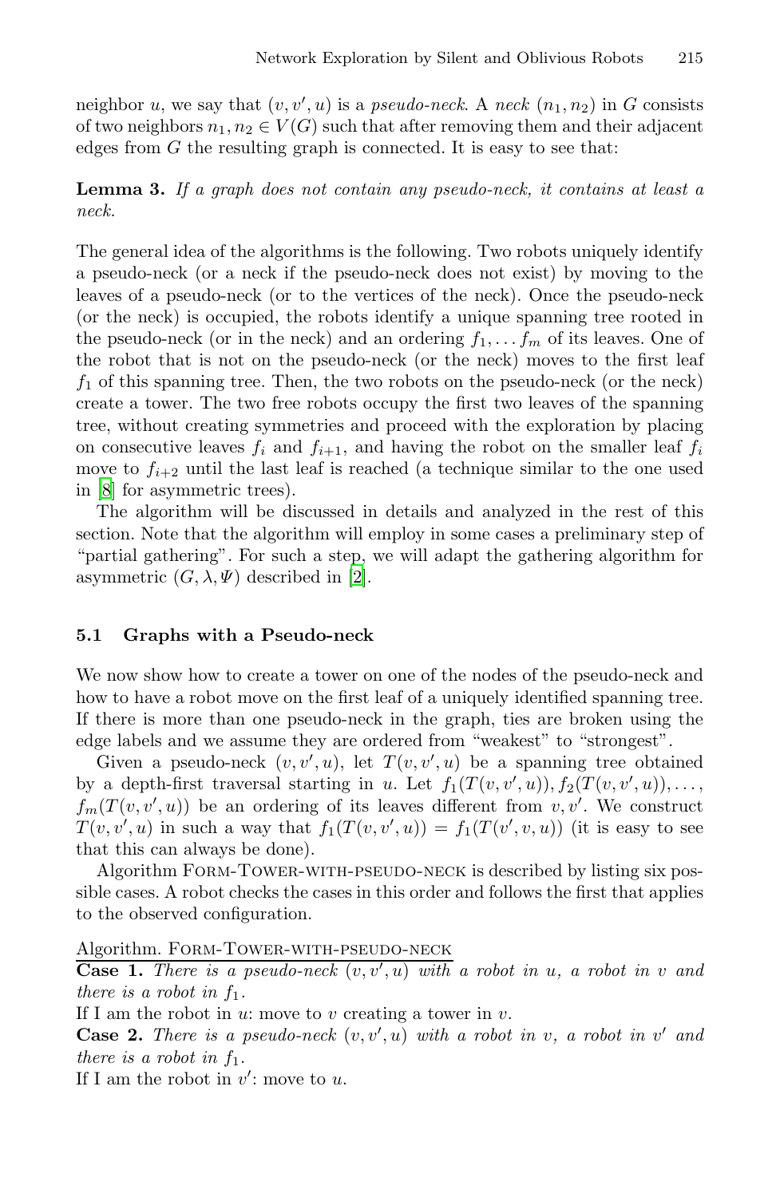neighbor $u$, we say that $(v, v', u)$ is a *pseudo-neck*. A *neck* $(n_1, n_2)$ in $G$ consists of two neighbors $n_1, n_2 \in V(G)$ such that after removing them and their adjacent edges from $G$ the resulting graph is connected. It is easy to see that:

**Lemma 3.** *If a graph does not contain any pseudo-neck, it contains at least a neck.*

The general idea of the algorithms is the following. Two robots uniquely identify a pseudo-neck (or a neck if the pseudo-neck does not exist) by moving to the leaves of a pseudo-neck (or to the vertices of the neck). Once the pseudo-neck (or the neck) is occupied, the robots identify a unique spanning tree rooted in the pseudo-neck (or in the neck) and an ordering $f_1, \dots f_m$ of its leaves. One of the robot that is not on the pseudo-neck (or the neck) moves to the first leaf $f_1$ of this spanning tree. Then, the two robots on the pseudo-neck (or the neck) create a tower. The two free robots occupy the first two leaves of the spanning tree, without creating symmetries and proceed with the exploration by placing on consecutive leaves $f_i$ and $f_{i+1}$, and having the robot on the smaller leaf $f_i$ move to $f_{i+2}$ until the last leaf is reached (a technique similar to the one used in [8] for asymmetric trees).

The algorithm will be discussed in details and analyzed in the rest of this section. Note that the algorithm will employ in some cases a preliminary step of "partial gathering". For such a step, we will adapt the gathering algorithm for asymmetric $(G, \lambda, \Psi)$ described in [2].

### 5.1 Graphs with a Pseudo-neck

We now show how to create a tower on one of the nodes of the pseudo-neck and how to have a robot move on the first leaf of a uniquely identified spanning tree. If there is more than one pseudo-neck in the graph, ties are broken using the edge labels and we assume they are ordered from "weakest" to "strongest".

Given a pseudo-neck $(v, v', u)$, let $T(v, v', u)$ be a spanning tree obtained by a depth-first traversal starting in $u$. Let $f_1(T(v, v', u)), f_2(T(v, v', u)), \dots, f_m(T(v, v', u))$ be an ordering of its leaves different from $v, v'$. We construct $T(v, v', u)$ in such a way that $f_1(T(v, v', u)) = f_1(T(v', v, u))$ (it is easy to see that this can always be done).

Algorithm Form-Tower-with-pseudo-neck is described by listing six possible cases. A robot checks the cases in this order and follows the first that applies to the observed configuration.

Algorithm. Form-Tower-with-pseudo-neck

**Case 1.** *There is a pseudo-neck $(v, v', u)$ with a robot in $u$, a robot in $v$ and there is a robot in $f_1$.*

If I am the robot in $u$: move to $v$ creating a tower in $v$.

**Case 2.** *There is a pseudo-neck $(v, v', u)$ with a robot in $v$, a robot in $v'$ and there is a robot in $f_1$.*

If I am the robot in $v'$: move to $u$.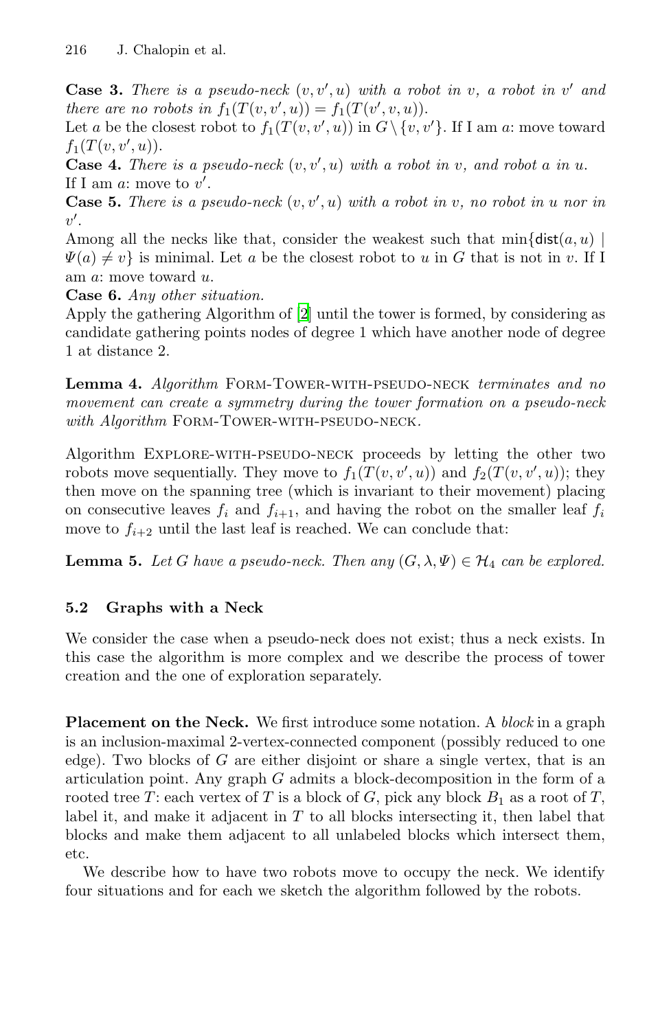**Case 3.** *There is a pseudo-neck $(v, v', u)$ with a robot in $v$, a robot in $v'$ and there are no robots in $f_1(T(v, v', u)) = f_1(T(v', v, u))$.*
Let $a$ be the closest robot to $f_1(T(v, v', u))$ in $G \setminus \{v, v'\}$. If I am $a$: move toward $f_1(T(v, v', u))$.
**Case 4.** *There is a pseudo-neck $(v, v', u)$ with a robot in $v$, and robot $a$ in $u$.*
If I am $a$: move to $v'$.
**Case 5.** *There is a pseudo-neck $(v, v', u)$ with a robot in $v$, no robot in $u$ nor in $v'$.*
Among all the necks like that, consider the weakest such that $\min\{\mathsf{dist}(a, u) \mid \Psi(a) \neq v\}$ is minimal. Let $a$ be the closest robot to $u$ in $G$ that is not in $v$. If I am $a$: move toward $u$.
**Case 6.** *Any other situation.*
Apply the gathering Algorithm of [2] until the tower is formed, by considering as candidate gathering points nodes of degree 1 which have another node of degree 1 at distance 2.

**Lemma 4.** *Algorithm* Form-Tower-with-pseudo-neck *terminates and no movement can create a symmetry during the tower formation on a pseudo-neck with Algorithm* Form-Tower-with-pseudo-neck.

Algorithm Explore-with-pseudo-neck proceeds by letting the other two robots move sequentially. They move to $f_1(T(v, v', u))$ and $f_2(T(v, v', u))$; they then move on the spanning tree (which is invariant to their movement) placing on consecutive leaves $f_i$ and $f_{i+1}$, and having the robot on the smaller leaf $f_i$ move to $f_{i+2}$ until the last leaf is reached. We can conclude that:

**Lemma 5.** *Let $G$ have a pseudo-neck. Then any $(G, \lambda, \Psi) \in \mathcal{H}_4$ can be explored.*

### 5.2 Graphs with a Neck

We consider the case when a pseudo-neck does not exist; thus a neck exists. In this case the algorithm is more complex and we describe the process of tower creation and the one of exploration separately.

**Placement on the Neck.** We first introduce some notation. A *block* in a graph is an inclusion-maximal 2-vertex-connected component (possibly reduced to one edge). Two blocks of $G$ are either disjoint or share a single vertex, that is an articulation point. Any graph $G$ admits a block-decomposition in the form of a rooted tree $T$: each vertex of $T$ is a block of $G$, pick any block $B_1$ as a root of $T$, label it, and make it adjacent in $T$ to all blocks intersecting it, then label that blocks and make them adjacent to all unlabeled blocks which intersect them, etc.

We describe how to have two robots move to occupy the neck. We identify four situations and for each we sketch the algorithm followed by the robots.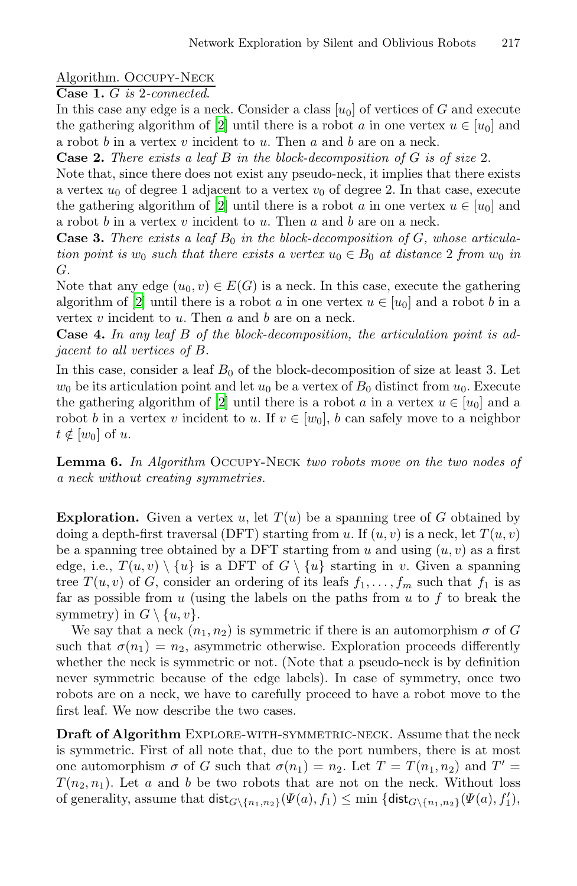Algorithm. Occupy-Neck

**Case 1.** *G is 2-connected.*

In this case any edge is a neck. Consider a class $[u_0]$ of vertices of $G$ and execute the gathering algorithm of [2] until there is a robot $a$ in one vertex $u \in [u_0]$ and a robot $b$ in a vertex $v$ incident to $u$. Then $a$ and $b$ are on a neck.

**Case 2.** *There exists a leaf B in the block-decomposition of G is of size* 2.

Note that, since there does not exist any pseudo-neck, it implies that there exists a vertex $u_0$ of degree 1 adjacent to a vertex $v_0$ of degree 2. In that case, execute the gathering algorithm of [2] until there is a robot $a$ in one vertex $u \in [u_0]$ and a robot $b$ in a vertex $v$ incident to $u$. Then $a$ and $b$ are on a neck.

**Case 3.** *There exists a leaf $B_0$ in the block-decomposition of G, whose articulation point is $w_0$ such that there exists a vertex $u_0 \in B_0$ at distance* 2 *from $w_0$ in G.*

Note that any edge $(u_0, v) \in E(G)$ is a neck. In this case, execute the gathering algorithm of [2] until there is a robot $a$ in one vertex $u \in [u_0]$ and a robot $b$ in a vertex $v$ incident to $u$. Then $a$ and $b$ are on a neck.

**Case 4.** *In any leaf B of the block-decomposition, the articulation point is adjacent to all vertices of B.*

In this case, consider a leaf $B_0$ of the block-decomposition of size at least 3. Let $w_0$ be its articulation point and let $u_0$ be a vertex of $B_0$ distinct from $u_0$. Execute the gathering algorithm of [2] until there is a robot $a$ in a vertex $u \in [u_0]$ and a robot $b$ in a vertex $v$ incident to $u$. If $v \in [w_0]$, $b$ can safely move to a neighbor $t \notin [w_0]$ of $u$.

**Lemma 6.** *In Algorithm* Occupy-Neck *two robots move on the two nodes of a neck without creating symmetries.*

**Exploration.** Given a vertex $u$, let $T(u)$ be a spanning tree of $G$ obtained by doing a depth-first traversal (DFT) starting from $u$. If $(u, v)$ is a neck, let $T(u, v)$ be a spanning tree obtained by a DFT starting from $u$ and using $(u, v)$ as a first edge, i.e., $T(u, v) \setminus \{u\}$ is a DFT of $G \setminus \{u\}$ starting in $v$. Given a spanning tree $T(u, v)$ of $G$, consider an ordering of its leafs $f_1, \ldots, f_m$ such that $f_1$ is as far as possible from $u$ (using the labels on the paths from $u$ to $f$ to break the symmetry) in $G \setminus \{u, v\}$.

We say that a neck $(n_1, n_2)$ is symmetric if there is an automorphism $\sigma$ of $G$ such that $\sigma(n_1) = n_2$, asymmetric otherwise. Exploration proceeds differently whether the neck is symmetric or not. (Note that a pseudo-neck is by definition never symmetric because of the edge labels). In case of symmetry, once two robots are on a neck, we have to carefully proceed to have a robot move to the first leaf. We now describe the two cases.

**Draft of Algorithm** Explore-with-symmetric-neck. Assume that the neck is symmetric. First of all note that, due to the port numbers, there is at most one automorphism $\sigma$ of $G$ such that $\sigma(n_1) = n_2$. Let $T = T(n_1, n_2)$ and $T' = T(n_2, n_1)$. Let $a$ and $b$ be two robots that are not on the neck. Without loss of generality, assume that $\mathsf{dist}_{G\setminus\{n_1,n_2\}}(\Psi(a), f_1) \leq \min\{\mathsf{dist}_{G\setminus\{n_1,n_2\}}(\Psi(a), f_1'),$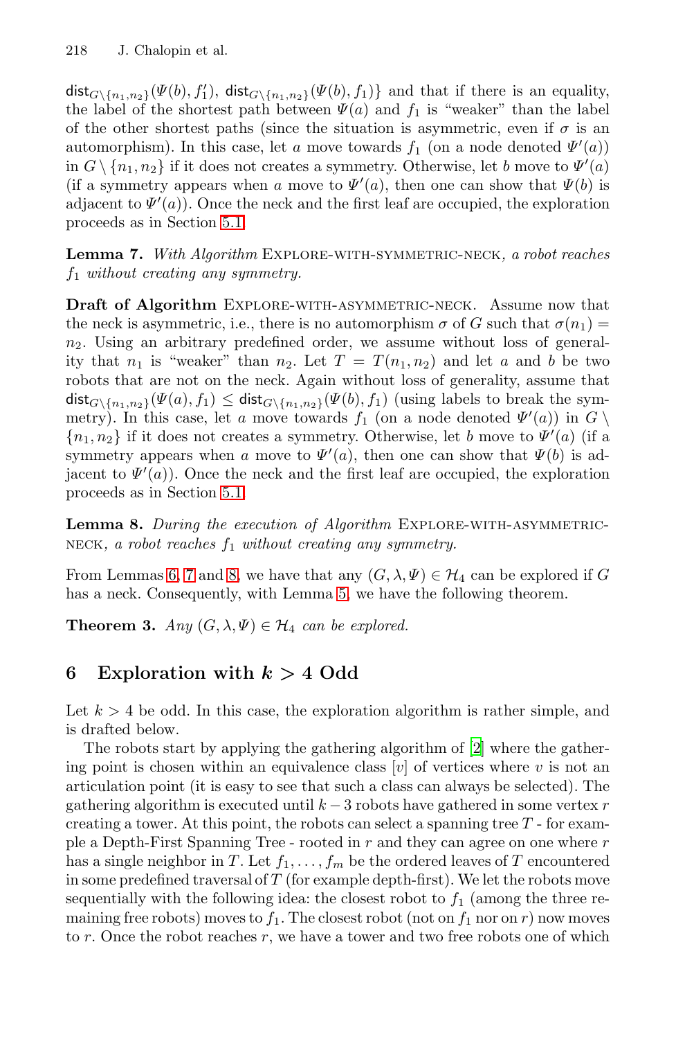$\mathsf{dist}_{G\setminus\{n_1,n_2\}}(\Psi(b), f_1')$, $\mathsf{dist}_{G\setminus\{n_1,n_2\}}(\Psi(b), f_1)\}$ and that if there is an equality, the label of the shortest path between $\Psi(a)$ and $f_1$ is "weaker" than the label of the other shortest paths (since the situation is asymmetric, even if $\sigma$ is an automorphism). In this case, let $a$ move towards $f_1$ (on a node denoted $\Psi'(a)$) in $G \setminus \{n_1, n_2\}$ if it does not creates a symmetry. Otherwise, let $b$ move to $\Psi'(a)$ (if a symmetry appears when $a$ move to $\Psi'(a)$, then one can show that $\Psi(b)$ is adjacent to $\Psi'(a)$). Once the neck and the first leaf are occupied, the exploration proceeds as in Section 5.1.

**Lemma 7.** *With Algorithm* Explore-with-symmetric-neck*, a robot reaches $f_1$ without creating any symmetry.*

**Draft of Algorithm** Explore-with-asymmetric-neck. Assume now that the neck is asymmetric, i.e., there is no automorphism $\sigma$ of $G$ such that $\sigma(n_1) = n_2$. Using an arbitrary predefined order, we assume without loss of generality that $n_1$ is "weaker" than $n_2$. Let $T = T(n_1, n_2)$ and let $a$ and $b$ be two robots that are not on the neck. Again without loss of generality, assume that $\mathsf{dist}_{G\setminus\{n_1,n_2\}}(\Psi(a), f_1) \leq \mathsf{dist}_{G\setminus\{n_1,n_2\}}(\Psi(b), f_1)$ (using labels to break the symmetry). In this case, let $a$ move towards $f_1$ (on a node denoted $\Psi'(a)$) in $G \setminus \{n_1, n_2\}$ if it does not creates a symmetry. Otherwise, let $b$ move to $\Psi'(a)$ (if a symmetry appears when $a$ move to $\Psi'(a)$, then one can show that $\Psi(b)$ is adjacent to $\Psi'(a)$). Once the neck and the first leaf are occupied, the exploration proceeds as in Section 5.1.

**Lemma 8.** *During the execution of Algorithm* Explore-with-asymmetric-neck*, a robot reaches $f_1$ without creating any symmetry.*

From Lemmas 6, 7 and 8, we have that any $(G, \lambda, \Psi) \in \mathcal{H}_4$ can be explored if $G$ has a neck. Consequently, with Lemma 5, we have the following theorem.

**Theorem 3.** *Any $(G, \lambda, \Psi) \in \mathcal{H}_4$ can be explored.*

## 6 Exploration with $k > 4$ Odd

Let $k > 4$ be odd. In this case, the exploration algorithm is rather simple, and is drafted below.

The robots start by applying the gathering algorithm of [2] where the gathering point is chosen within an equivalence class $[v]$ of vertices where $v$ is not an articulation point (it is easy to see that such a class can always be selected). The gathering algorithm is executed until $k - 3$ robots have gathered in some vertex $r$ creating a tower. At this point, the robots can select a spanning tree $T$ - for example a Depth-First Spanning Tree - rooted in $r$ and they can agree on one where $r$ has a single neighbor in $T$. Let $f_1, \ldots, f_m$ be the ordered leaves of $T$ encountered in some predefined traversal of $T$ (for example depth-first). We let the robots move sequentially with the following idea: the closest robot to $f_1$ (among the three remaining free robots) moves to $f_1$. The closest robot (not on $f_1$ nor on $r$) now moves to $r$. Once the robot reaches $r$, we have a tower and two free robots one of which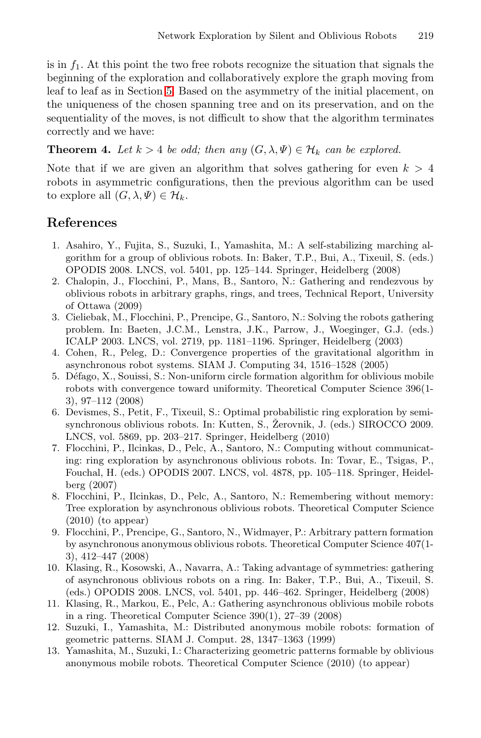is in $f_1$. At this point the two free robots recognize the situation that signals the beginning of the exploration and collaboratively explore the graph moving from leaf to leaf as in Section 5. Based on the asymmetry of the initial placement, on the uniqueness of the chosen spanning tree and on its preservation, and on the sequentiality of the moves, is not difficult to show that the algorithm terminates correctly and we have:

**Theorem 4.** *Let $k > 4$ be odd; then any $(G, \lambda, \Psi) \in \mathcal{H}_k$ can be explored.*

Note that if we are given an algorithm that solves gathering for even $k > 4$ robots in asymmetric configurations, then the previous algorithm can be used to explore all $(G, \lambda, \Psi) \in \mathcal{H}_k$.

## References

1. Asahiro, Y., Fujita, S., Suzuki, I., Yamashita, M.: A self-stabilizing marching algorithm for a group of oblivious robots. In: Baker, T.P., Bui, A., Tixeuil, S. (eds.) OPODIS 2008. LNCS, vol. 5401, pp. 125–144. Springer, Heidelberg (2008)
2. Chalopin, J., Flocchini, P., Mans, B., Santoro, N.: Gathering and rendezvous by oblivious robots in arbitrary graphs, rings, and trees, Technical Report, University of Ottawa (2009)
3. Cieliebak, M., Flocchini, P., Prencipe, G., Santoro, N.: Solving the robots gathering problem. In: Baeten, J.C.M., Lenstra, J.K., Parrow, J., Woeginger, G.J. (eds.) ICALP 2003. LNCS, vol. 2719, pp. 1181–1196. Springer, Heidelberg (2003)
4. Cohen, R., Peleg, D.: Convergence properties of the gravitational algorithm in asynchronous robot systems. SIAM J. Computing 34, 1516–1528 (2005)
5. Défago, X., Souissi, S.: Non-uniform circle formation algorithm for oblivious mobile robots with convergence toward uniformity. Theoretical Computer Science 396(1-3), 97–112 (2008)
6. Devismes, S., Petit, F., Tixeuil, S.: Optimal probabilistic ring exploration by semi-synchronous oblivious robots. In: Kutten, S., Žerovnik, J. (eds.) SIROCCO 2009. LNCS, vol. 5869, pp. 203–217. Springer, Heidelberg (2010)
7. Flocchini, P., Ilcinkas, D., Pelc, A., Santoro, N.: Computing without communicating: ring exploration by asynchronous oblivious robots. In: Tovar, E., Tsigas, P., Fouchal, H. (eds.) OPODIS 2007. LNCS, vol. 4878, pp. 105–118. Springer, Heidelberg (2007)
8. Flocchini, P., Ilcinkas, D., Pelc, A., Santoro, N.: Remembering without memory: Tree exploration by asynchronous oblivious robots. Theoretical Computer Science (2010) (to appear)
9. Flocchini, P., Prencipe, G., Santoro, N., Widmayer, P.: Arbitrary pattern formation by asynchronous anonymous oblivious robots. Theoretical Computer Science 407(1-3), 412–447 (2008)
10. Klasing, R., Kosowski, A., Navarra, A.: Taking advantage of symmetries: gathering of asynchronous oblivious robots on a ring. In: Baker, T.P., Bui, A., Tixeuil, S. (eds.) OPODIS 2008. LNCS, vol. 5401, pp. 446–462. Springer, Heidelberg (2008)
11. Klasing, R., Markou, E., Pelc, A.: Gathering asynchronous oblivious mobile robots in a ring. Theoretical Computer Science 390(1), 27–39 (2008)
12. Suzuki, I., Yamashita, M.: Distributed anonymous mobile robots: formation of geometric patterns. SIAM J. Comput. 28, 1347–1363 (1999)
13. Yamashita, M., Suzuki, I.: Characterizing geometric patterns formable by oblivious anonymous mobile robots. Theoretical Computer Science (2010) (to appear)